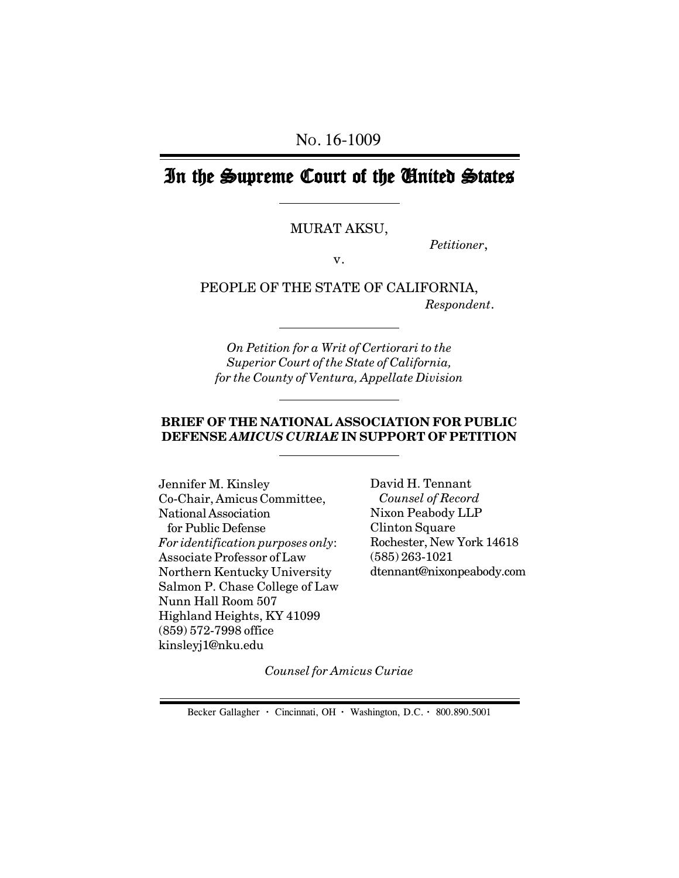No. 16-1009

# In the Supreme Court of the United States

MURAT AKSU,

*Petitioner*,

v.

PEOPLE OF THE STATE OF CALIFORNIA,

*Respondent*.

*On Petition for a Writ of Certiorari to the Superior Court of the State of California, for the County of Ventura, Appellate Division*

**BRIEF OF THE NATIONAL ASSOCIATION FOR PUBLIC DEFENSE *AMICUS CURIAE* IN SUPPORT OF PETITION**

Jennifer M. Kinsley
Co-Chair, Amicus Committee,
National Association
for Public Defense
*For identification purposes only*:
Associate Professor of Law
Northern Kentucky University
Salmon P. Chase College of Law
Nunn Hall Room 507
Highland Heights, KY 41099
(859) 572-7998 office
kinsleyj1@nku.edu

David H. Tennant
*Counsel of Record*
Nixon Peabody LLP
Clinton Square
Rochester, New York 14618
(585) 263-1021
dtennant@nixonpeabody.com

*Counsel for Amicus Curiae*

Becker Gallagher · Cincinnati, OH · Washington, D.C. · 800.890.5001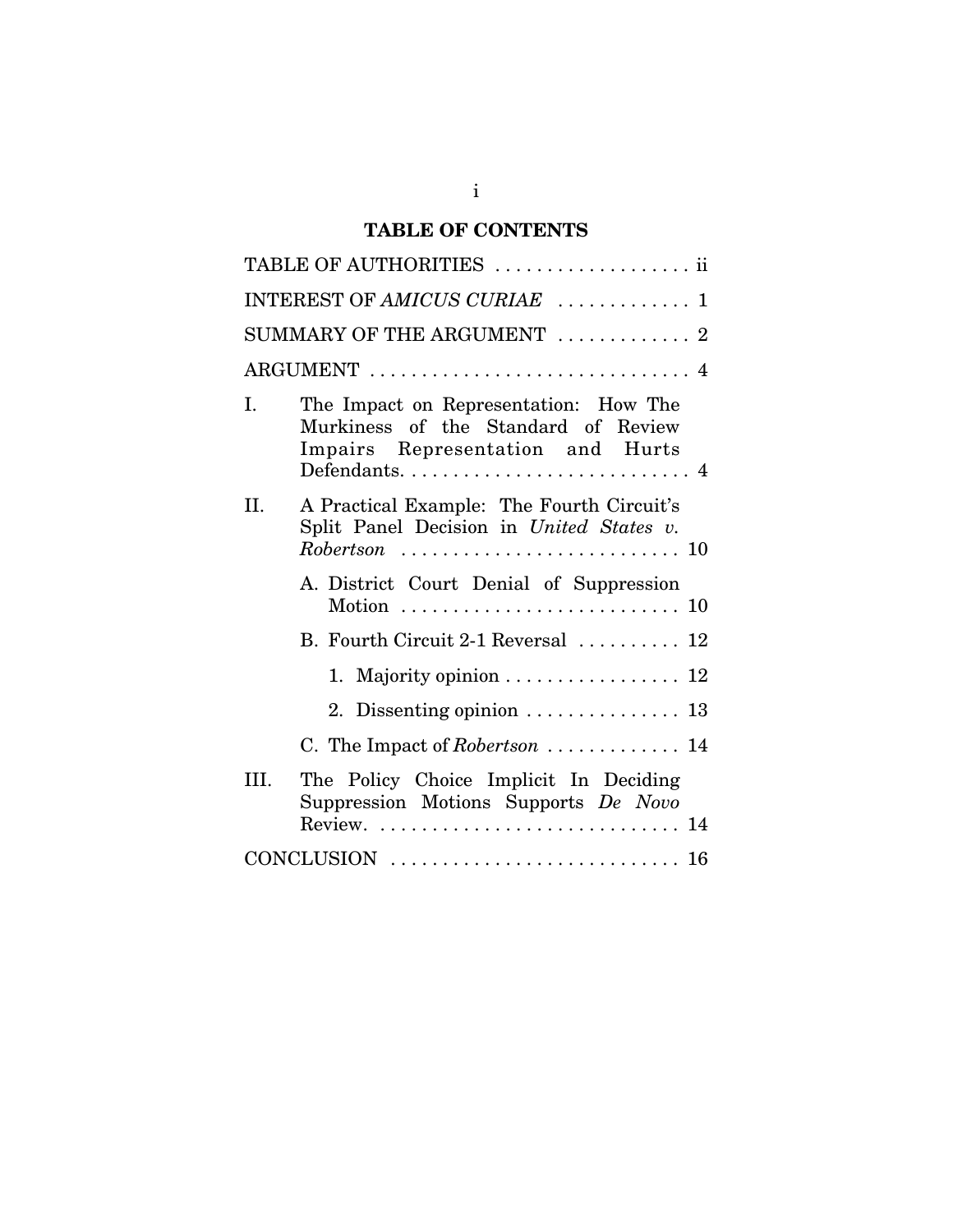# TABLE OF CONTENTS

TABLE OF AUTHORITIES . . . . . . . . . . . . . . . . . . ii

INTEREST OF *AMICUS CURIAE* . . . . . . . . . . . . 1

SUMMARY OF THE ARGUMENT . . . . . . . . . . . . 2

ARGUMENT . . . . . . . . . . . . . . . . . . . . . . . . . . . . . 4

I. The Impact on Representation: How The Murkiness of the Standard of Review Impairs Representation and Hurts Defendants. . . . . . . . . . . . . . . . . . . . . . . . . . . 4

II. A Practical Example: The Fourth Circuit's Split Panel Decision in *United States v. Robertson* . . . . . . . . . . . . . . . . . . . . . . . . . . 10

  A. District Court Denial of Suppression Motion . . . . . . . . . . . . . . . . . . . . . . . . . . 10

  B. Fourth Circuit 2-1 Reversal . . . . . . . . . . 12

    1. Majority opinion . . . . . . . . . . . . . . . . . 12

    2. Dissenting opinion . . . . . . . . . . . . . . . 13

  C. The Impact of *Robertson* . . . . . . . . . . . . . 14

III. The Policy Choice Implicit In Deciding Suppression Motions Supports *De Novo* Review. . . . . . . . . . . . . . . . . . . . . . . . . . . . . 14

CONCLUSION . . . . . . . . . . . . . . . . . . . . . . . . . . . 16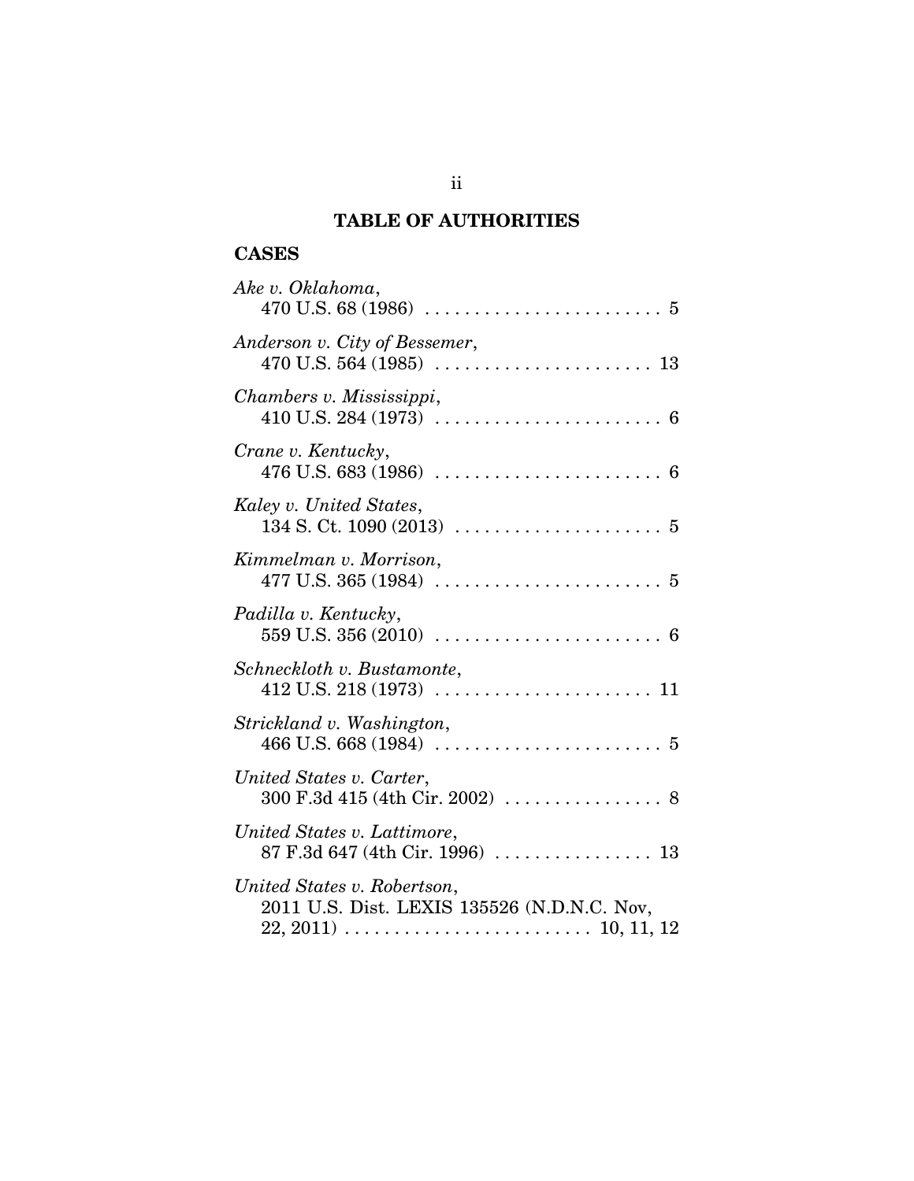## TABLE OF AUTHORITIES

### CASES

*Ake v. Oklahoma*,
470 U.S. 68 (1986) ........................ 5

*Anderson v. City of Bessemer*,
470 U.S. 564 (1985) ...................... 13

*Chambers v. Mississippi*,
410 U.S. 284 (1973) ....................... 6

*Crane v. Kentucky*,
476 U.S. 683 (1986) ....................... 6

*Kaley v. United States*,
134 S. Ct. 1090 (2013) ..................... 5

*Kimmelman v. Morrison*,
477 U.S. 365 (1984) ....................... 5

*Padilla v. Kentucky*,
559 U.S. 356 (2010) ....................... 6

*Schneckloth v. Bustamonte*,
412 U.S. 218 (1973) ...................... 11

*Strickland v. Washington*,
466 U.S. 668 (1984) ....................... 5

*United States v. Carter*,
300 F.3d 415 (4th Cir. 2002) ................ 8

*United States v. Lattimore*,
87 F.3d 647 (4th Cir. 1996) ................ 13

*United States v. Robertson*,
2011 U.S. Dist. LEXIS 135526 (N.D.N.C. Nov, 22, 2011) ......................... 10, 11, 12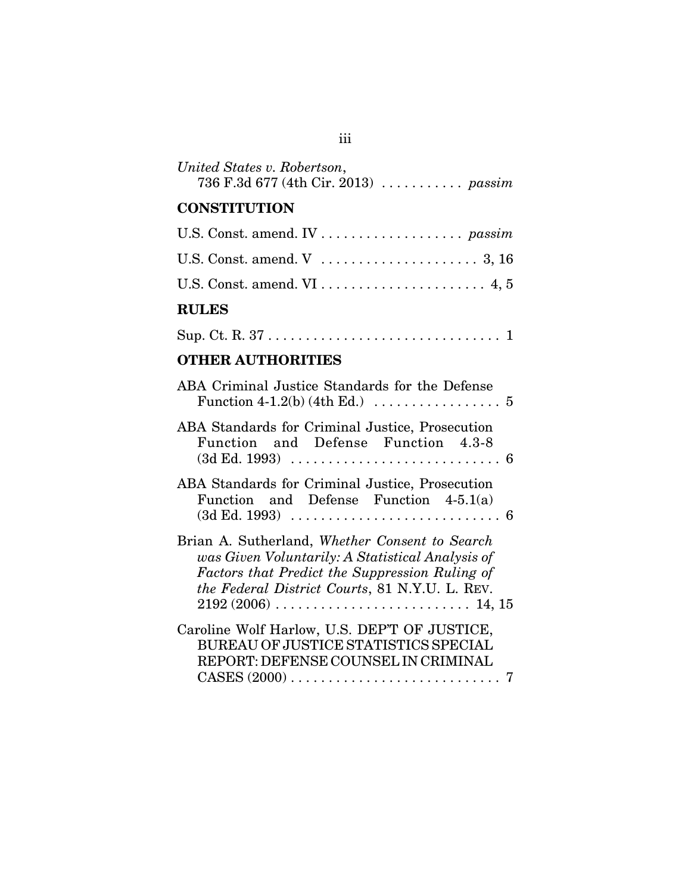*United States v. Robertson*,
736 F.3d 677 (4th Cir. 2013) . . . . . . . . . . . *passim*

## CONSTITUTION

U.S. Const. amend. IV . . . . . . . . . . . . . . . . . . . *passim*

U.S. Const. amend. V . . . . . . . . . . . . . . . . . . . . . 3, 16

U.S. Const. amend. VI . . . . . . . . . . . . . . . . . . . . . . 4, 5

## RULES

Sup. Ct. R. 37 . . . . . . . . . . . . . . . . . . . . . . . . . . . . . . 1

## OTHER AUTHORITIES

ABA Criminal Justice Standards for the Defense Function 4-1.2(b) (4th Ed.) . . . . . . . . . . . . . . . . . 5

ABA Standards for Criminal Justice, Prosecution Function and Defense Function 4.3-8 (3d Ed. 1993) . . . . . . . . . . . . . . . . . . . . . . . . . . . . 6

ABA Standards for Criminal Justice, Prosecution Function and Defense Function 4-5.1(a) (3d Ed. 1993) . . . . . . . . . . . . . . . . . . . . . . . . . . . . 6

Brian A. Sutherland, *Whether Consent to Search was Given Voluntarily: A Statistical Analysis of Factors that Predict the Suppression Ruling of the Federal District Courts*, 81 N.Y.U. L. REV. 2192 (2006) . . . . . . . . . . . . . . . . . . . . . . . . . 14, 15

Caroline Wolf Harlow, U.S. DEP'T OF JUSTICE, BUREAU OF JUSTICE STATISTICS SPECIAL REPORT: DEFENSE COUNSEL IN CRIMINAL CASES (2000) . . . . . . . . . . . . . . . . . . . . . . . . . . . . 7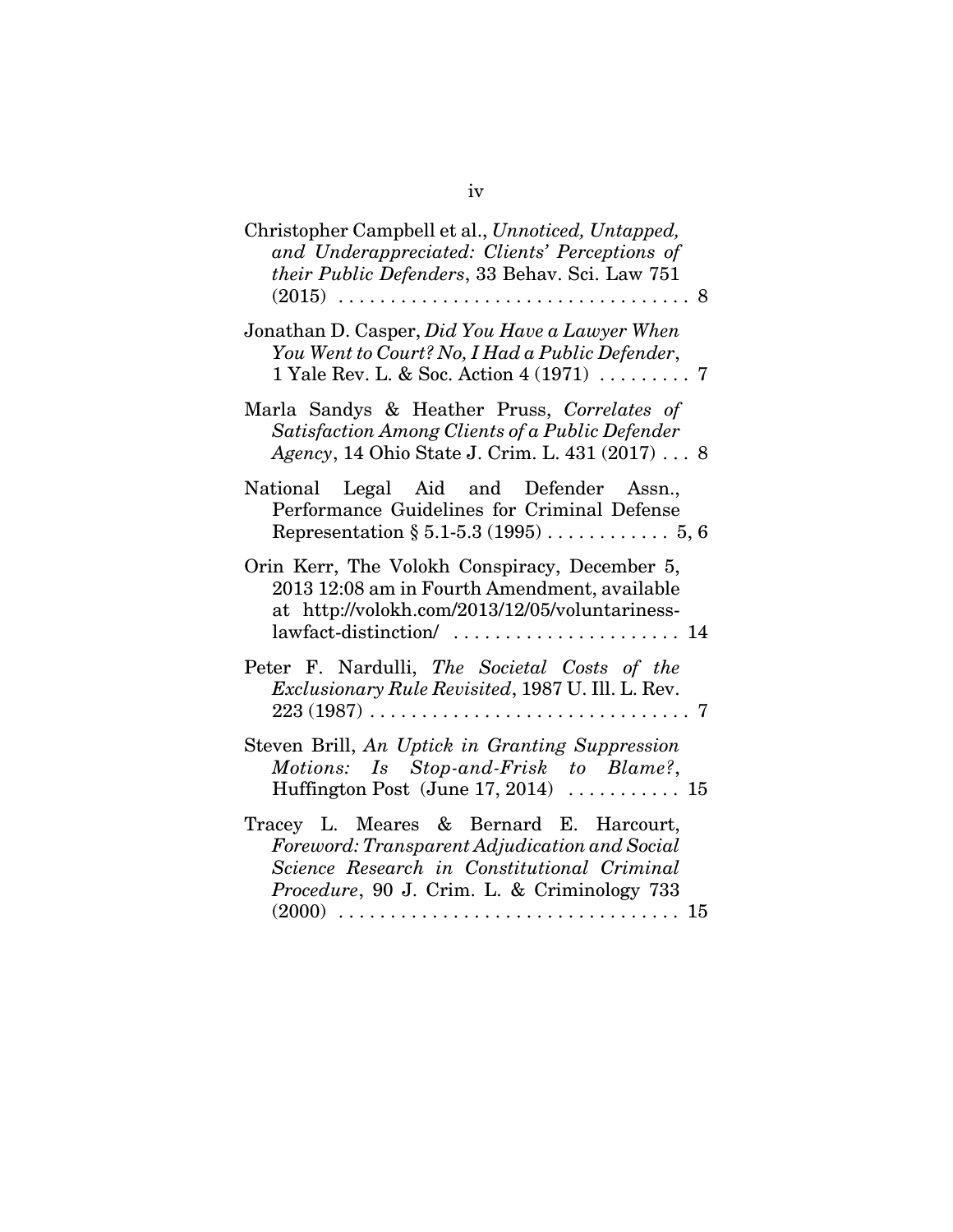Christopher Campbell et al., *Unnoticed, Untapped, and Underappreciated: Clients' Perceptions of their Public Defenders*, 33 Behav. Sci. Law 751 (2015) . . . . . . . . . . . . . . . . . . . . . . . . . . . . . . . . . 8

Jonathan D. Casper, *Did You Have a Lawyer When You Went to Court? No, I Had a Public Defender*, 1 Yale Rev. L. & Soc. Action 4 (1971) . . . . . . . . . 7

Marla Sandys & Heather Pruss, *Correlates of Satisfaction Among Clients of a Public Defender Agency*, 14 Ohio State J. Crim. L. 431 (2017) . . . 8

National Legal Aid and Defender Assn., Performance Guidelines for Criminal Defense Representation § 5.1-5.3 (1995) . . . . . . . . . . . . 5, 6

Orin Kerr, The Volokh Conspiracy, December 5, 2013 12:08 am in Fourth Amendment, available at http://volokh.com/2013/12/05/voluntariness-lawfact-distinction/ . . . . . . . . . . . . . . . . . . . . . . 14

Peter F. Nardulli, *The Societal Costs of the Exclusionary Rule Revisited*, 1987 U. Ill. L. Rev. 223 (1987) . . . . . . . . . . . . . . . . . . . . . . . . . . . . . . . 7

Steven Brill, *An Uptick in Granting Suppression Motions: Is Stop-and-Frisk to Blame?*, Huffington Post (June 17, 2014) . . . . . . . . . . . 15

Tracey L. Meares & Bernard E. Harcourt, *Foreword: Transparent Adjudication and Social Science Research in Constitutional Criminal Procedure*, 90 J. Crim. L. & Criminology 733 (2000) . . . . . . . . . . . . . . . . . . . . . . . . . . . . . . . . 15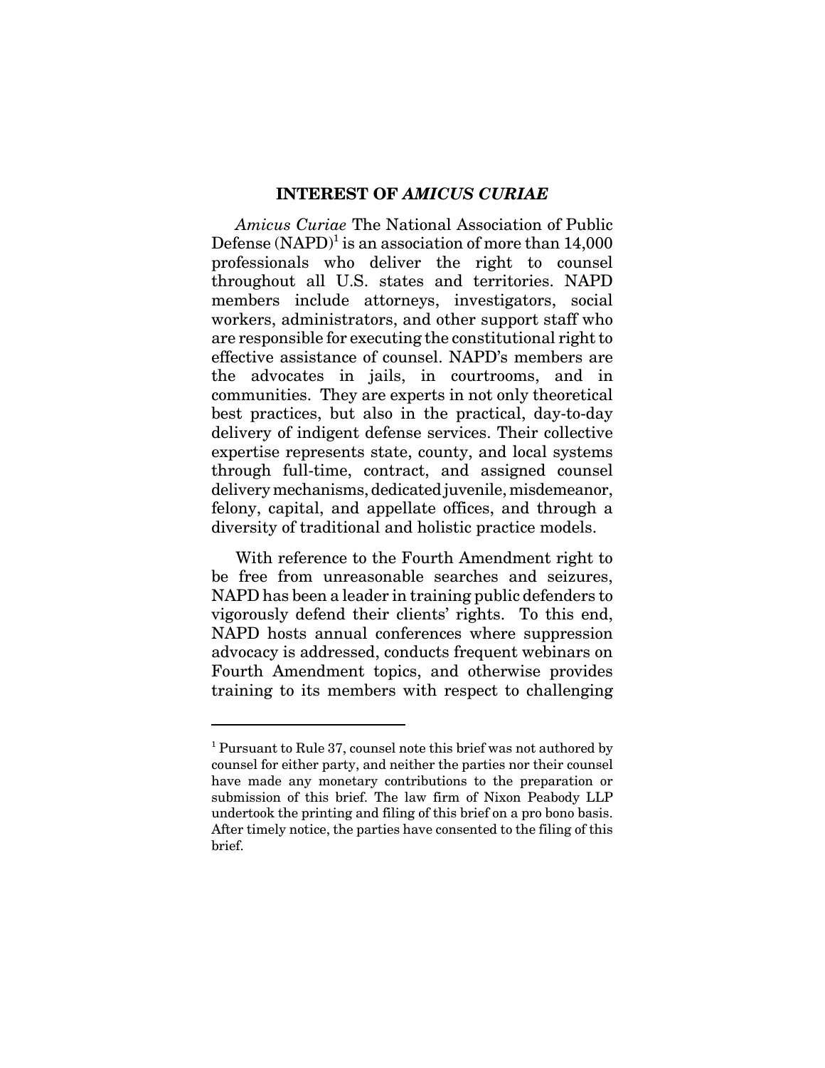## INTEREST OF *AMICUS CURIAE*

*Amicus Curiae* The National Association of Public Defense (NAPD)[1] is an association of more than 14,000 professionals who deliver the right to counsel throughout all U.S. states and territories. NAPD members include attorneys, investigators, social workers, administrators, and other support staff who are responsible for executing the constitutional right to effective assistance of counsel. NAPD's members are the advocates in jails, in courtrooms, and in communities. They are experts in not only theoretical best practices, but also in the practical, day-to-day delivery of indigent defense services. Their collective expertise represents state, county, and local systems through full-time, contract, and assigned counsel delivery mechanisms, dedicated juvenile, misdemeanor, felony, capital, and appellate offices, and through a diversity of traditional and holistic practice models.

With reference to the Fourth Amendment right to be free from unreasonable searches and seizures, NAPD has been a leader in training public defenders to vigorously defend their clients' rights. To this end, NAPD hosts annual conferences where suppression advocacy is addressed, conducts frequent webinars on Fourth Amendment topics, and otherwise provides training to its members with respect to challenging

---

[1] Pursuant to Rule 37, counsel note this brief was not authored by counsel for either party, and neither the parties nor their counsel have made any monetary contributions to the preparation or submission of this brief. The law firm of Nixon Peabody LLP undertook the printing and filing of this brief on a pro bono basis. After timely notice, the parties have consented to the filing of this brief.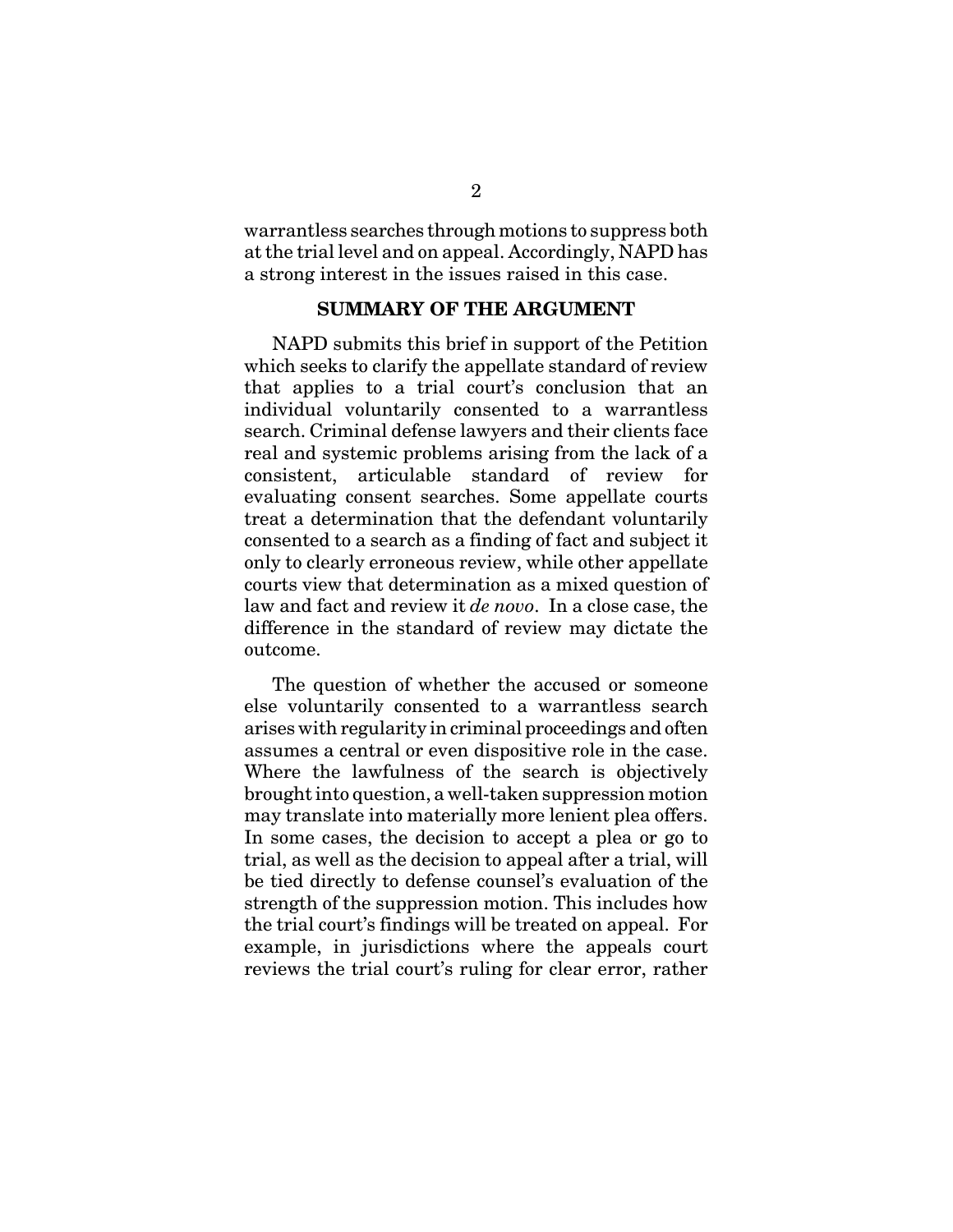warrantless searches through motions to suppress both at the trial level and on appeal. Accordingly, NAPD has a strong interest in the issues raised in this case.

## SUMMARY OF THE ARGUMENT

NAPD submits this brief in support of the Petition which seeks to clarify the appellate standard of review that applies to a trial court's conclusion that an individual voluntarily consented to a warrantless search. Criminal defense lawyers and their clients face real and systemic problems arising from the lack of a consistent, articulable standard of review for evaluating consent searches. Some appellate courts treat a determination that the defendant voluntarily consented to a search as a finding of fact and subject it only to clearly erroneous review, while other appellate courts view that determination as a mixed question of law and fact and review it *de novo*. In a close case, the difference in the standard of review may dictate the outcome.

The question of whether the accused or someone else voluntarily consented to a warrantless search arises with regularity in criminal proceedings and often assumes a central or even dispositive role in the case. Where the lawfulness of the search is objectively brought into question, a well-taken suppression motion may translate into materially more lenient plea offers. In some cases, the decision to accept a plea or go to trial, as well as the decision to appeal after a trial, will be tied directly to defense counsel's evaluation of the strength of the suppression motion. This includes how the trial court's findings will be treated on appeal. For example, in jurisdictions where the appeals court reviews the trial court's ruling for clear error, rather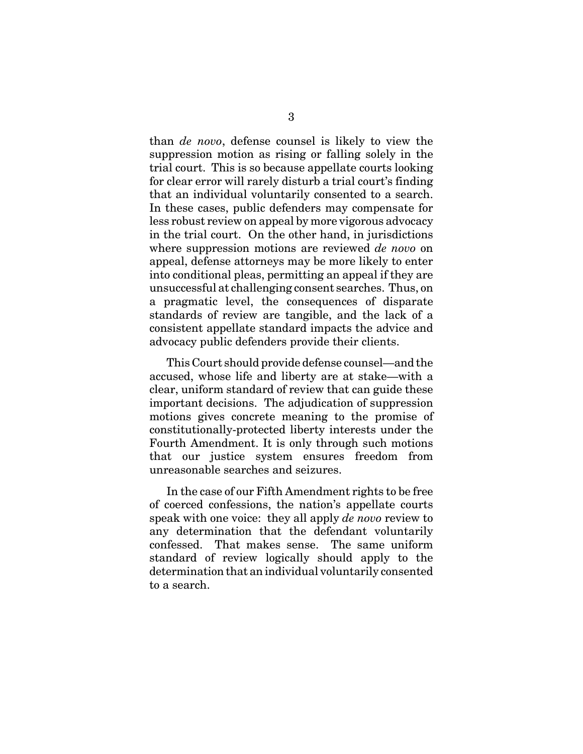than *de novo*, defense counsel is likely to view the suppression motion as rising or falling solely in the trial court. This is so because appellate courts looking for clear error will rarely disturb a trial court's finding that an individual voluntarily consented to a search. In these cases, public defenders may compensate for less robust review on appeal by more vigorous advocacy in the trial court. On the other hand, in jurisdictions where suppression motions are reviewed *de novo* on appeal, defense attorneys may be more likely to enter into conditional pleas, permitting an appeal if they are unsuccessful at challenging consent searches. Thus, on a pragmatic level, the consequences of disparate standards of review are tangible, and the lack of a consistent appellate standard impacts the advice and advocacy public defenders provide their clients.

This Court should provide defense counsel—and the accused, whose life and liberty are at stake—with a clear, uniform standard of review that can guide these important decisions. The adjudication of suppression motions gives concrete meaning to the promise of constitutionally-protected liberty interests under the Fourth Amendment. It is only through such motions that our justice system ensures freedom from unreasonable searches and seizures.

In the case of our Fifth Amendment rights to be free of coerced confessions, the nation's appellate courts speak with one voice: they all apply *de novo* review to any determination that the defendant voluntarily confessed. That makes sense. The same uniform standard of review logically should apply to the determination that an individual voluntarily consented to a search.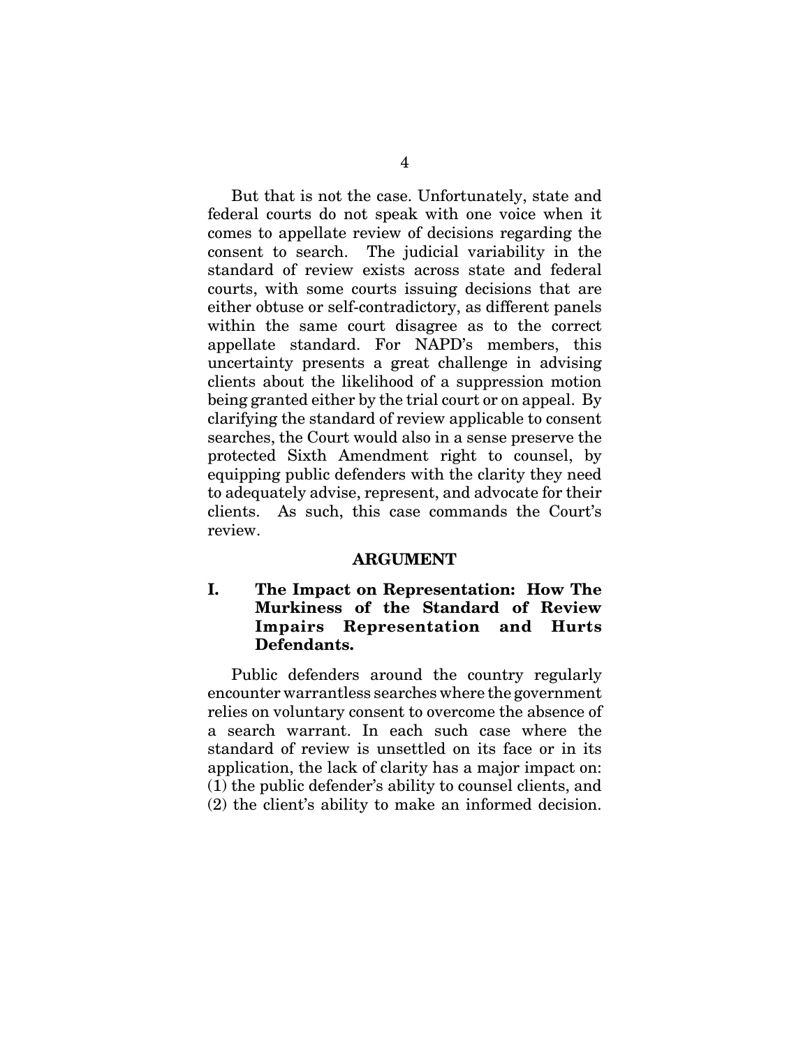But that is not the case. Unfortunately, state and federal courts do not speak with one voice when it comes to appellate review of decisions regarding the consent to search. The judicial variability in the standard of review exists across state and federal courts, with some courts issuing decisions that are either obtuse or self-contradictory, as different panels within the same court disagree as to the correct appellate standard. For NAPD's members, this uncertainty presents a great challenge in advising clients about the likelihood of a suppression motion being granted either by the trial court or on appeal. By clarifying the standard of review applicable to consent searches, the Court would also in a sense preserve the protected Sixth Amendment right to counsel, by equipping public defenders with the clarity they need to adequately advise, represent, and advocate for their clients. As such, this case commands the Court's review.

## ARGUMENT

### I. The Impact on Representation: How The Murkiness of the Standard of Review Impairs Representation and Hurts Defendants.

Public defenders around the country regularly encounter warrantless searches where the government relies on voluntary consent to overcome the absence of a search warrant. In each such case where the standard of review is unsettled on its face or in its application, the lack of clarity has a major impact on: (1) the public defender's ability to counsel clients, and (2) the client's ability to make an informed decision.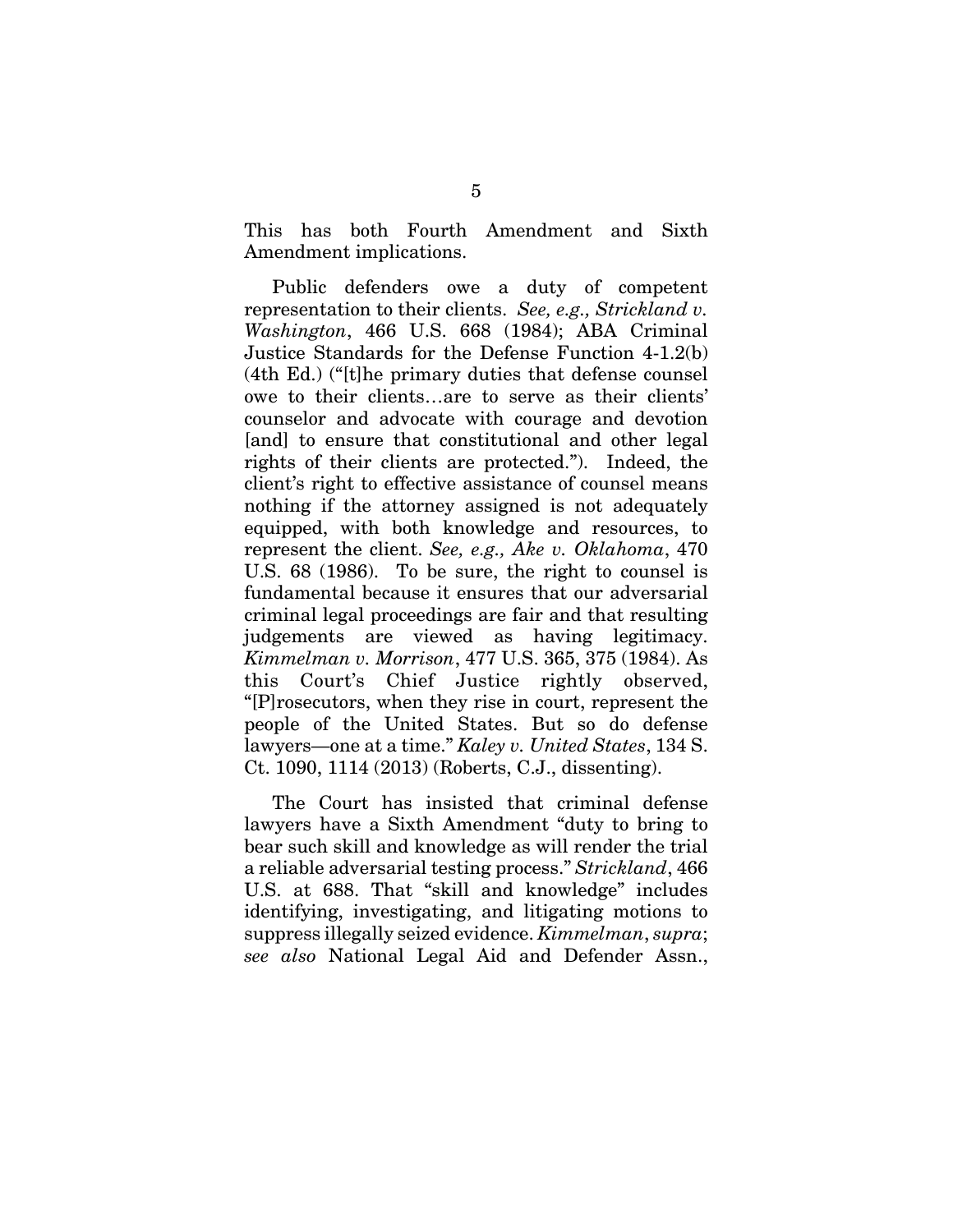This has both Fourth Amendment and Sixth Amendment implications.

Public defenders owe a duty of competent representation to their clients. *See, e.g., Strickland v. Washington*, 466 U.S. 668 (1984); ABA Criminal Justice Standards for the Defense Function 4-1.2(b) (4th Ed.) ("[t]he primary duties that defense counsel owe to their clients…are to serve as their clients' counselor and advocate with courage and devotion [and] to ensure that constitutional and other legal rights of their clients are protected."). Indeed, the client's right to effective assistance of counsel means nothing if the attorney assigned is not adequately equipped, with both knowledge and resources, to represent the client. *See, e.g., Ake v. Oklahoma*, 470 U.S. 68 (1986). To be sure, the right to counsel is fundamental because it ensures that our adversarial criminal legal proceedings are fair and that resulting judgements are viewed as having legitimacy. *Kimmelman v. Morrison*, 477 U.S. 365, 375 (1984). As this Court's Chief Justice rightly observed, "[P]rosecutors, when they rise in court, represent the people of the United States. But so do defense lawyers—one at a time." *Kaley v. United States*, 134 S. Ct. 1090, 1114 (2013) (Roberts, C.J., dissenting).

The Court has insisted that criminal defense lawyers have a Sixth Amendment "duty to bring to bear such skill and knowledge as will render the trial a reliable adversarial testing process." *Strickland*, 466 U.S. at 688. That "skill and knowledge" includes identifying, investigating, and litigating motions to suppress illegally seized evidence. *Kimmelman*, *supra*; *see also* National Legal Aid and Defender Assn.,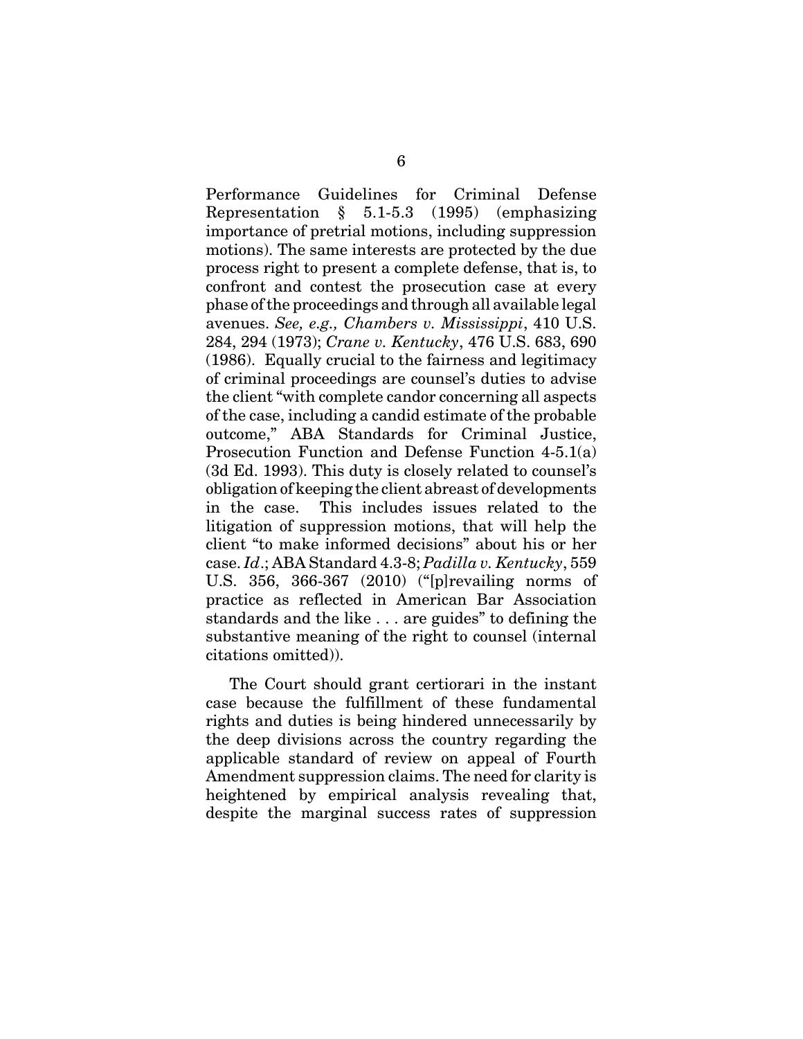Performance Guidelines for Criminal Defense Representation § 5.1-5.3 (1995) (emphasizing importance of pretrial motions, including suppression motions). The same interests are protected by the due process right to present a complete defense, that is, to confront and contest the prosecution case at every phase of the proceedings and through all available legal avenues. *See, e.g., Chambers v. Mississippi*, 410 U.S. 284, 294 (1973); *Crane v. Kentucky*, 476 U.S. 683, 690 (1986). Equally crucial to the fairness and legitimacy of criminal proceedings are counsel's duties to advise the client "with complete candor concerning all aspects of the case, including a candid estimate of the probable outcome," ABA Standards for Criminal Justice, Prosecution Function and Defense Function 4-5.1(a) (3d Ed. 1993). This duty is closely related to counsel's obligation of keeping the client abreast of developments in the case. This includes issues related to the litigation of suppression motions, that will help the client "to make informed decisions" about his or her case. *Id*.; ABA Standard 4.3-8; *Padilla v. Kentucky*, 559 U.S. 356, 366-367 (2010) ("[p]revailing norms of practice as reflected in American Bar Association standards and the like . . . are guides" to defining the substantive meaning of the right to counsel (internal citations omitted)).

The Court should grant certiorari in the instant case because the fulfillment of these fundamental rights and duties is being hindered unnecessarily by the deep divisions across the country regarding the applicable standard of review on appeal of Fourth Amendment suppression claims. The need for clarity is heightened by empirical analysis revealing that, despite the marginal success rates of suppression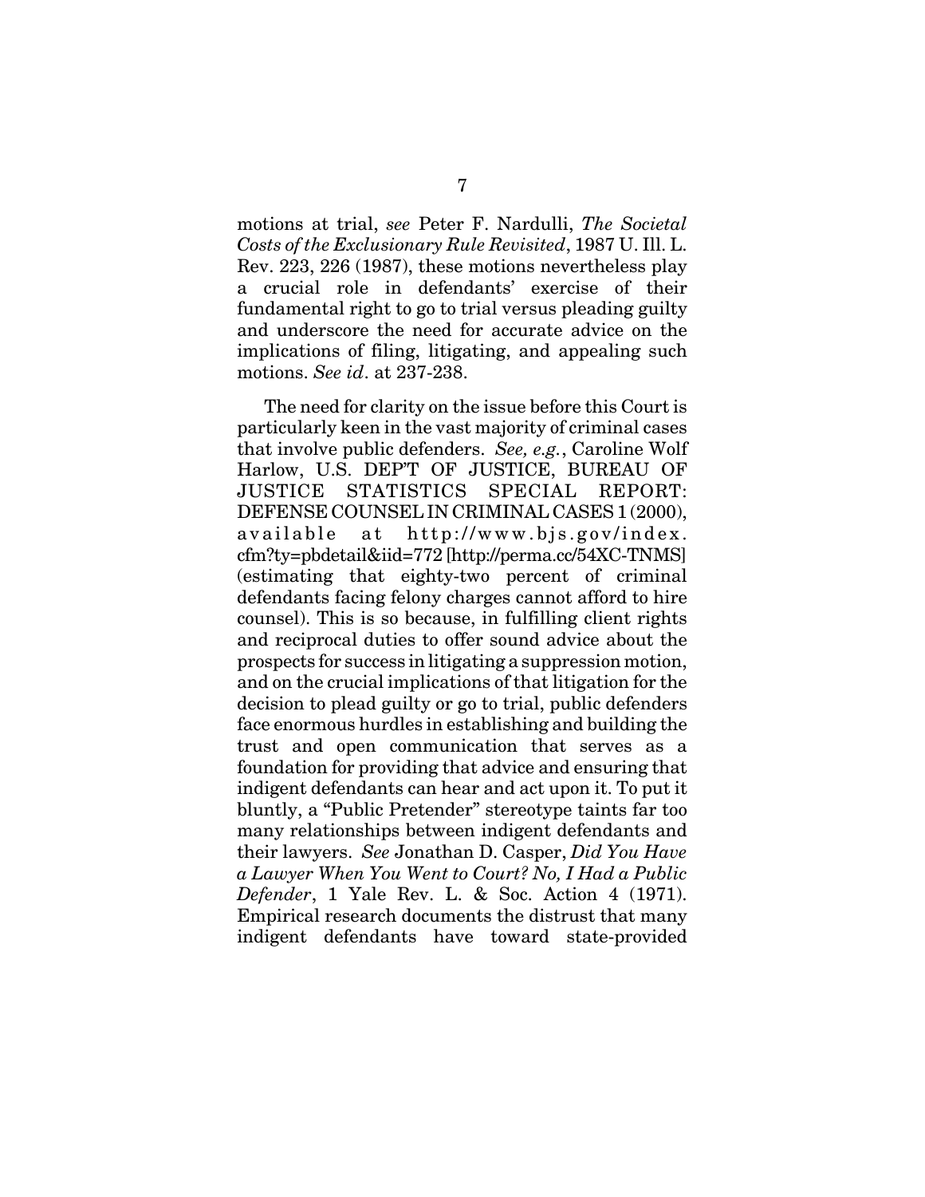motions at trial, *see* Peter F. Nardulli, *The Societal Costs of the Exclusionary Rule Revisited*, 1987 U. Ill. L. Rev. 223, 226 (1987), these motions nevertheless play a crucial role in defendants' exercise of their fundamental right to go to trial versus pleading guilty and underscore the need for accurate advice on the implications of filing, litigating, and appealing such motions. *See id*. at 237-238.

The need for clarity on the issue before this Court is particularly keen in the vast majority of criminal cases that involve public defenders. *See, e.g.*, Caroline Wolf Harlow, U.S. DEP'T OF JUSTICE, BUREAU OF JUSTICE STATISTICS SPECIAL REPORT: DEFENSE COUNSEL IN CRIMINAL CASES 1 (2000), available at http://www.bjs.gov/index.cfm?ty=pbdetail&iid=772 [http://perma.cc/54XC-TNMS] (estimating that eighty-two percent of criminal defendants facing felony charges cannot afford to hire counsel). This is so because, in fulfilling client rights and reciprocal duties to offer sound advice about the prospects for success in litigating a suppression motion, and on the crucial implications of that litigation for the decision to plead guilty or go to trial, public defenders face enormous hurdles in establishing and building the trust and open communication that serves as a foundation for providing that advice and ensuring that indigent defendants can hear and act upon it. To put it bluntly, a "Public Pretender" stereotype taints far too many relationships between indigent defendants and their lawyers. *See* Jonathan D. Casper, *Did You Have a Lawyer When You Went to Court? No, I Had a Public Defender*, 1 Yale Rev. L. & Soc. Action 4 (1971). Empirical research documents the distrust that many indigent defendants have toward state-provided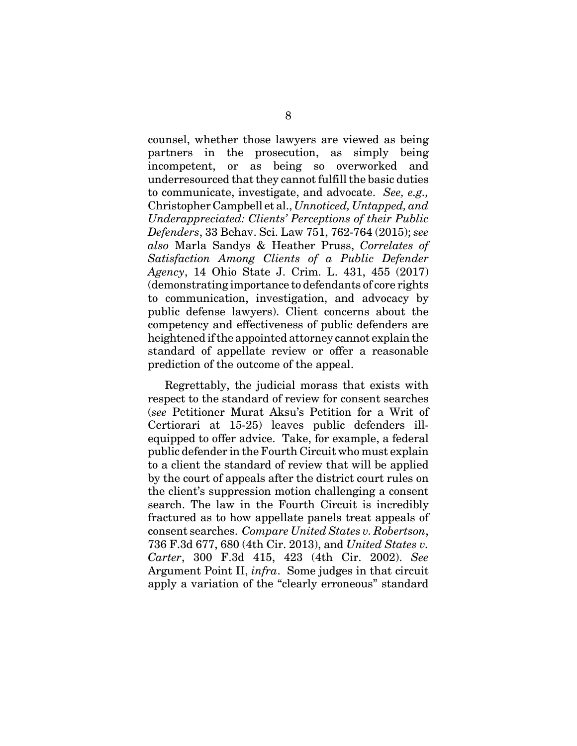counsel, whether those lawyers are viewed as being partners in the prosecution, as simply being incompetent, or as being so overworked and underresourced that they cannot fulfill the basic duties to communicate, investigate, and advocate. *See, e.g.,* Christopher Campbell et al., *Unnoticed, Untapped, and Underappreciated: Clients' Perceptions of their Public Defenders*, 33 Behav. Sci. Law 751, 762-764 (2015); *see also* Marla Sandys & Heather Pruss, *Correlates of Satisfaction Among Clients of a Public Defender Agency*, 14 Ohio State J. Crim. L. 431, 455 (2017) (demonstrating importance to defendants of core rights to communication, investigation, and advocacy by public defense lawyers). Client concerns about the competency and effectiveness of public defenders are heightened if the appointed attorney cannot explain the standard of appellate review or offer a reasonable prediction of the outcome of the appeal.

Regrettably, the judicial morass that exists with respect to the standard of review for consent searches (*see* Petitioner Murat Aksu's Petition for a Writ of Certiorari at 15-25) leaves public defenders ill-equipped to offer advice. Take, for example, a federal public defender in the Fourth Circuit who must explain to a client the standard of review that will be applied by the court of appeals after the district court rules on the client's suppression motion challenging a consent search. The law in the Fourth Circuit is incredibly fractured as to how appellate panels treat appeals of consent searches. *Compare United States v. Robertson*, 736 F.3d 677, 680 (4th Cir. 2013), and *United States v. Carter*, 300 F.3d 415, 423 (4th Cir. 2002). *See* Argument Point II, *infra*. Some judges in that circuit apply a variation of the "clearly erroneous" standard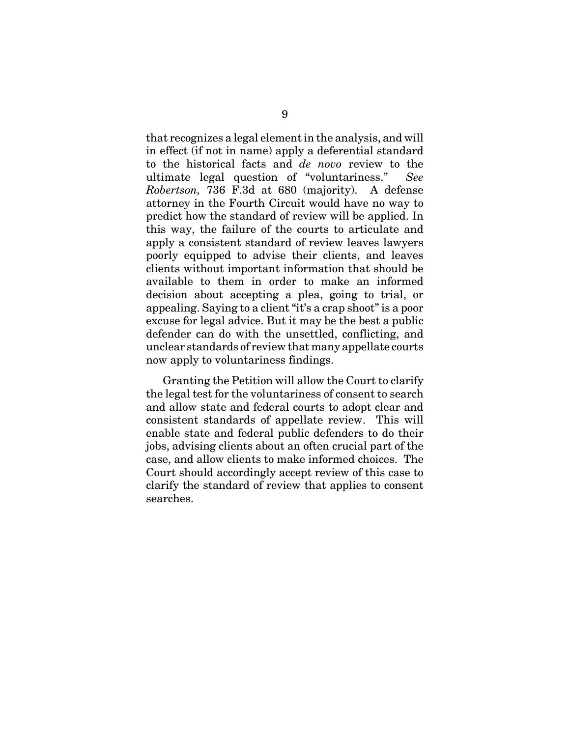that recognizes a legal element in the analysis, and will in effect (if not in name) apply a deferential standard to the historical facts and *de novo* review to the ultimate legal question of "voluntariness." *See Robertson,* 736 F.3d at 680 (majority). A defense attorney in the Fourth Circuit would have no way to predict how the standard of review will be applied. In this way, the failure of the courts to articulate and apply a consistent standard of review leaves lawyers poorly equipped to advise their clients, and leaves clients without important information that should be available to them in order to make an informed decision about accepting a plea, going to trial, or appealing. Saying to a client "it's a crap shoot" is a poor excuse for legal advice. But it may be the best a public defender can do with the unsettled, conflicting, and unclear standards of review that many appellate courts now apply to voluntariness findings.

Granting the Petition will allow the Court to clarify the legal test for the voluntariness of consent to search and allow state and federal courts to adopt clear and consistent standards of appellate review. This will enable state and federal public defenders to do their jobs, advising clients about an often crucial part of the case, and allow clients to make informed choices. The Court should accordingly accept review of this case to clarify the standard of review that applies to consent searches.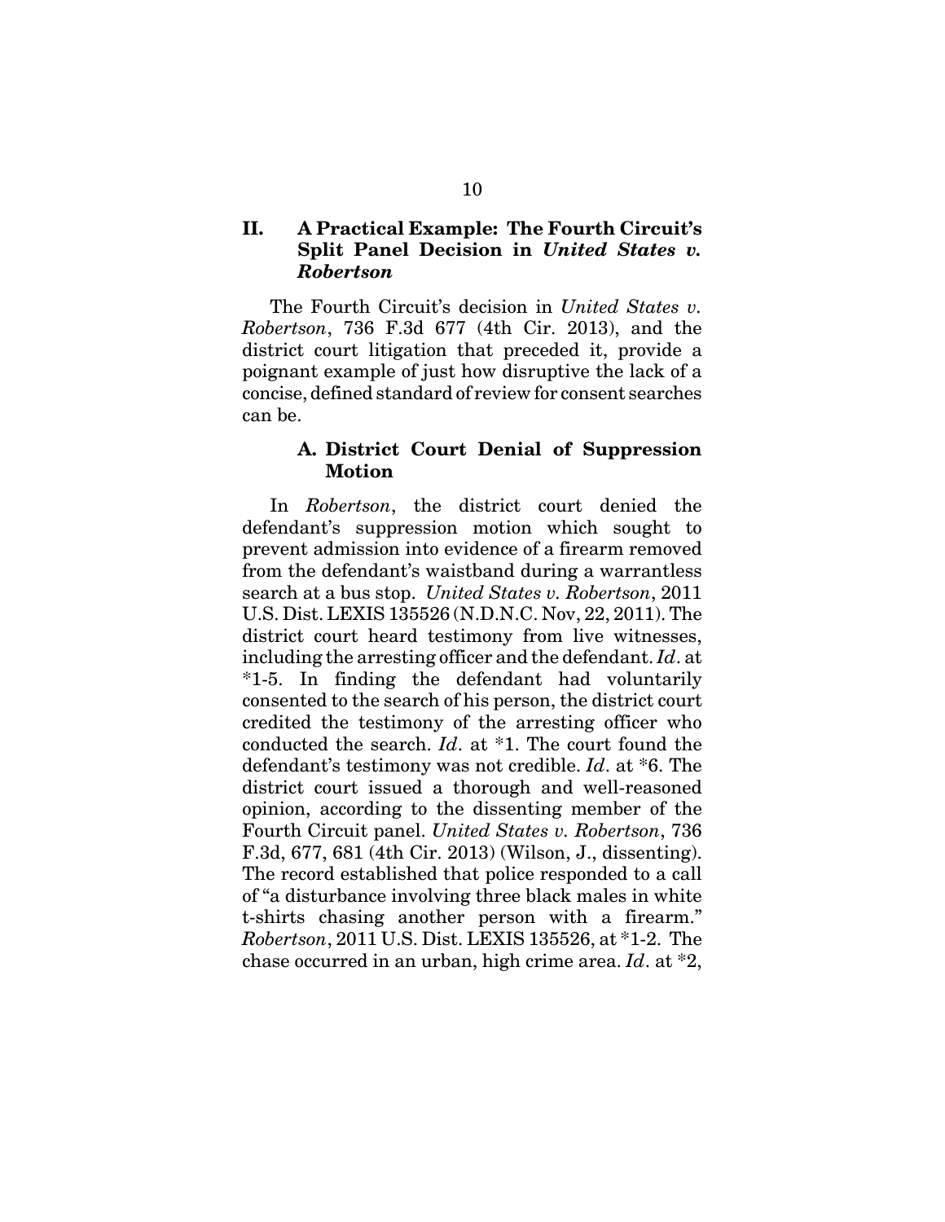## II. A Practical Example: The Fourth Circuit's Split Panel Decision in *United States v. Robertson*

The Fourth Circuit's decision in *United States v. Robertson*, 736 F.3d 677 (4th Cir. 2013), and the district court litigation that preceded it, provide a poignant example of just how disruptive the lack of a concise, defined standard of review for consent searches can be.

### A. District Court Denial of Suppression Motion

In *Robertson*, the district court denied the defendant's suppression motion which sought to prevent admission into evidence of a firearm removed from the defendant's waistband during a warrantless search at a bus stop. *United States v. Robertson*, 2011 U.S. Dist. LEXIS 135526 (N.D.N.C. Nov, 22, 2011). The district court heard testimony from live witnesses, including the arresting officer and the defendant. *Id*. at *1-5. In finding the defendant had voluntarily consented to the search of his person, the district court credited the testimony of the arresting officer who conducted the search. *Id*. at *1. The court found the defendant's testimony was not credible. *Id*. at *6. The district court issued a thorough and well-reasoned opinion, according to the dissenting member of the Fourth Circuit panel. *United States v. Robertson*, 736 F.3d, 677, 681 (4th Cir. 2013) (Wilson, J., dissenting). The record established that police responded to a call of "a disturbance involving three black males in white t-shirts chasing another person with a firearm." *Robertson*, 2011 U.S. Dist. LEXIS 135526, at *1-2. The chase occurred in an urban, high crime area. *Id*. at *2,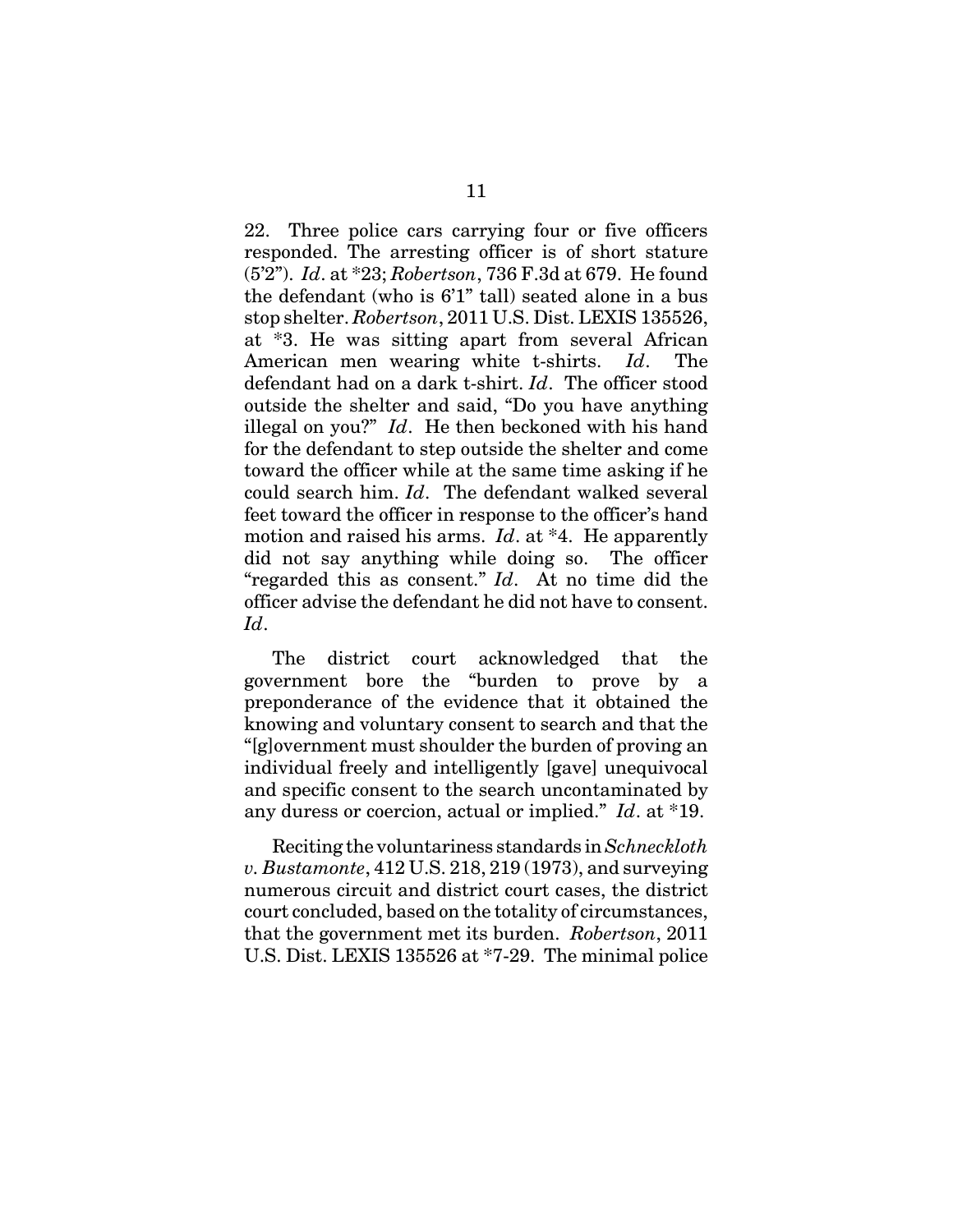22. Three police cars carrying four or five officers responded. The arresting officer is of short stature (5'2"). *Id*. at *23; *Robertson*, 736 F.3d at 679. He found the defendant (who is 6'1" tall) seated alone in a bus stop shelter. *Robertson*, 2011 U.S. Dist. LEXIS 135526, at *3. He was sitting apart from several African American men wearing white t-shirts. *Id*. The defendant had on a dark t-shirt. *Id*. The officer stood outside the shelter and said, "Do you have anything illegal on you?" *Id*. He then beckoned with his hand for the defendant to step outside the shelter and come toward the officer while at the same time asking if he could search him. *Id*. The defendant walked several feet toward the officer in response to the officer's hand motion and raised his arms. *Id*. at *4. He apparently did not say anything while doing so. The officer "regarded this as consent." *Id*. At no time did the officer advise the defendant he did not have to consent. *Id*.

The district court acknowledged that the government bore the "burden to prove by a preponderance of the evidence that it obtained the knowing and voluntary consent to search and that the "[g]overnment must shoulder the burden of proving an individual freely and intelligently [gave] unequivocal and specific consent to the search uncontaminated by any duress or coercion, actual or implied." *Id*. at *19.

Reciting the voluntariness standards in *Schneckloth v. Bustamonte*, 412 U.S. 218, 219 (1973), and surveying numerous circuit and district court cases, the district court concluded, based on the totality of circumstances, that the government met its burden. *Robertson*, 2011 U.S. Dist. LEXIS 135526 at *7-29. The minimal police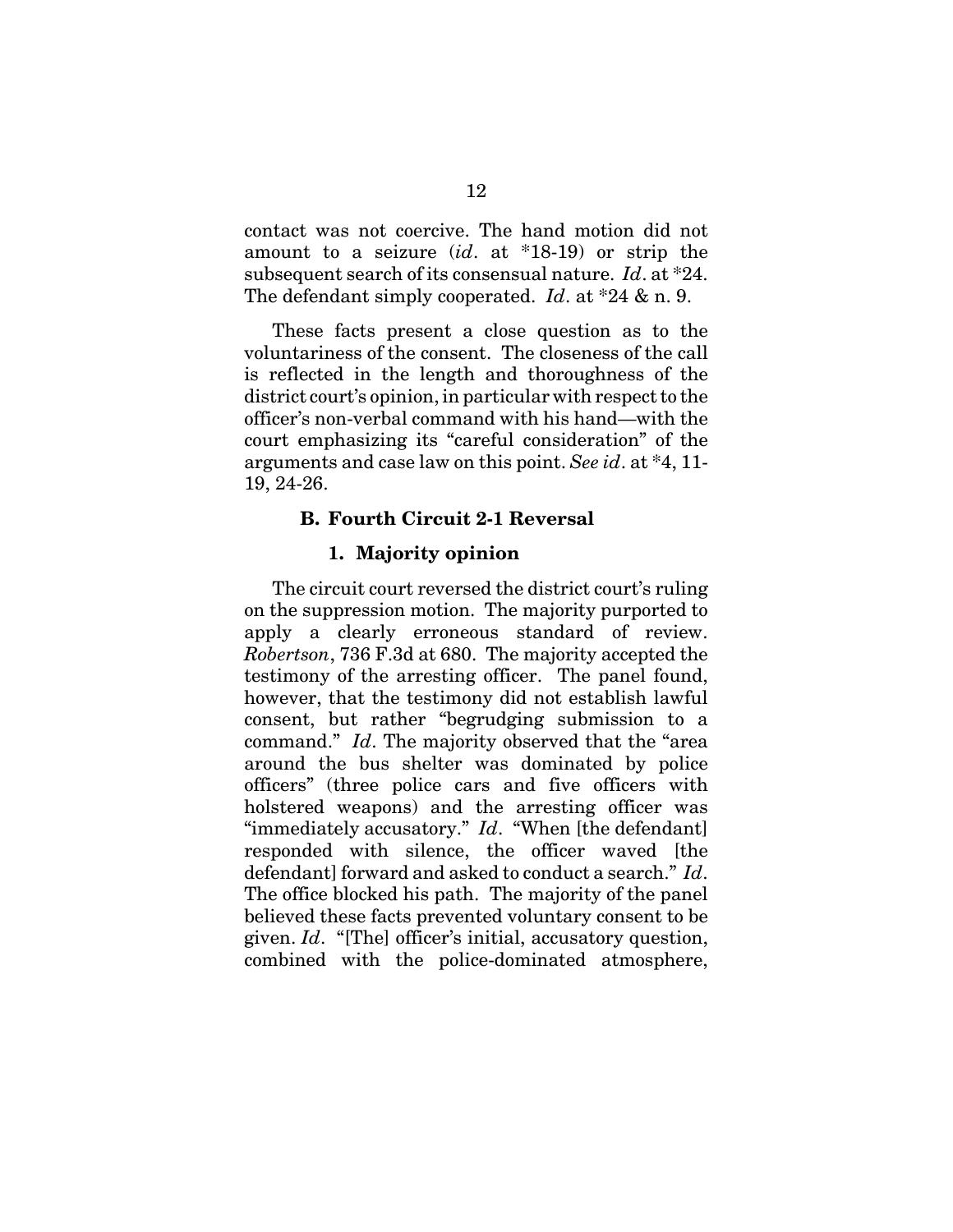contact was not coercive. The hand motion did not amount to a seizure (*id*. at *18-19) or strip the subsequent search of its consensual nature. *Id*. at *24. The defendant simply cooperated. *Id*. at *24 & n. 9.

These facts present a close question as to the voluntariness of the consent. The closeness of the call is reflected in the length and thoroughness of the district court's opinion, in particular with respect to the officer's non-verbal command with his hand—with the court emphasizing its "careful consideration" of the arguments and case law on this point. *See id*. at *4, 11-19, 24-26.

### B. Fourth Circuit 2-1 Reversal

#### 1. Majority opinion

The circuit court reversed the district court's ruling on the suppression motion. The majority purported to apply a clearly erroneous standard of review. *Robertson*, 736 F.3d at 680. The majority accepted the testimony of the arresting officer. The panel found, however, that the testimony did not establish lawful consent, but rather "begrudging submission to a command." *Id*. The majority observed that the "area around the bus shelter was dominated by police officers" (three police cars and five officers with holstered weapons) and the arresting officer was "immediately accusatory." *Id*. "When [the defendant] responded with silence, the officer waved [the defendant] forward and asked to conduct a search." *Id*. The office blocked his path. The majority of the panel believed these facts prevented voluntary consent to be given. *Id*. "[The] officer's initial, accusatory question, combined with the police-dominated atmosphere,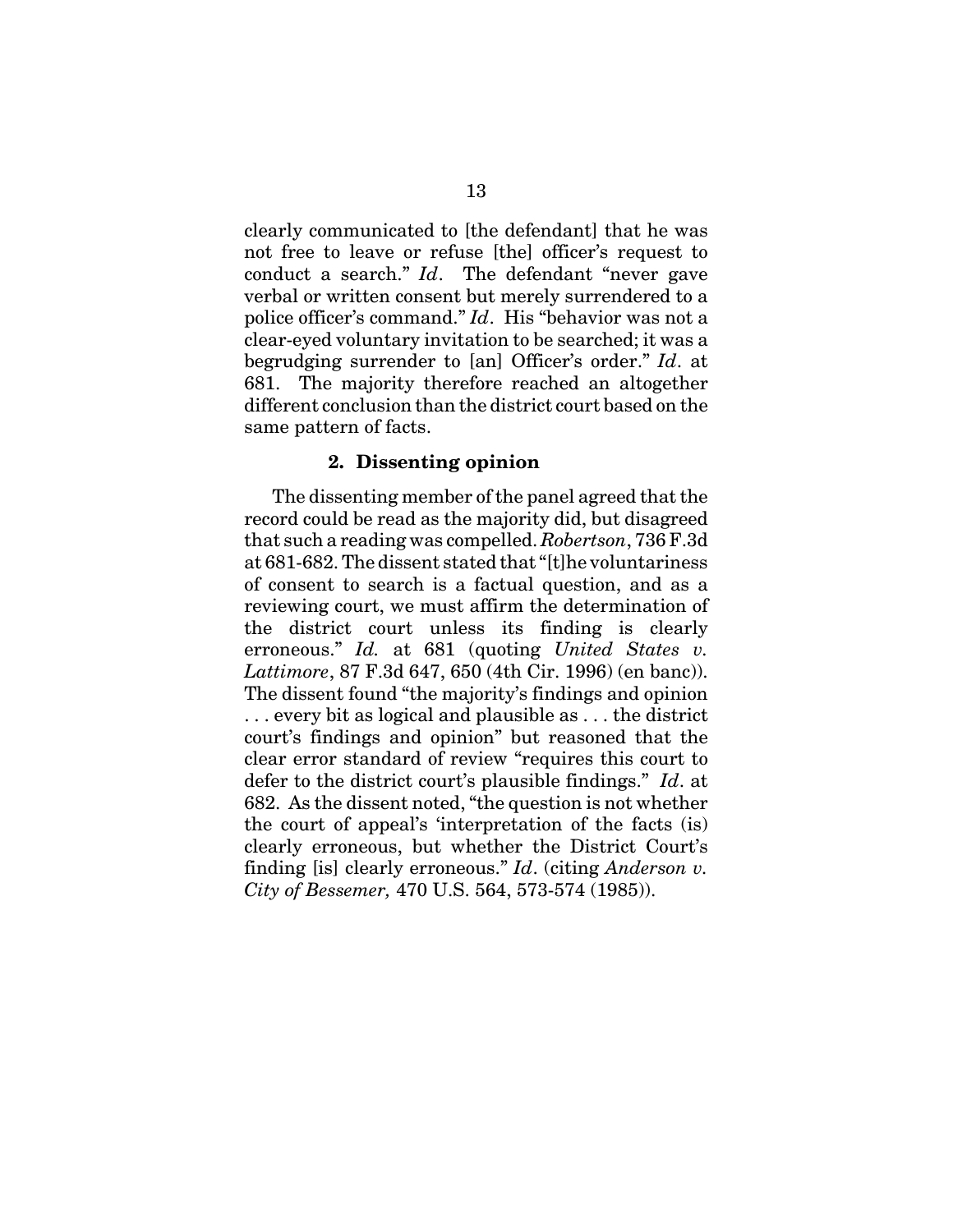clearly communicated to [the defendant] that he was not free to leave or refuse [the] officer's request to conduct a search." *Id*. The defendant "never gave verbal or written consent but merely surrendered to a police officer's command." *Id*. His "behavior was not a clear-eyed voluntary invitation to be searched; it was a begrudging surrender to [an] Officer's order." *Id*. at 681. The majority therefore reached an altogether different conclusion than the district court based on the same pattern of facts.

#### 2. Dissenting opinion

The dissenting member of the panel agreed that the record could be read as the majority did, but disagreed that such a reading was compelled. *Robertson*, 736 F.3d at 681-682. The dissent stated that "[t]he voluntariness of consent to search is a factual question, and as a reviewing court, we must affirm the determination of the district court unless its finding is clearly erroneous." *Id.* at 681 (quoting *United States v. Lattimore*, 87 F.3d 647, 650 (4th Cir. 1996) (en banc)). The dissent found "the majority's findings and opinion . . . every bit as logical and plausible as . . . the district court's findings and opinion" but reasoned that the clear error standard of review "requires this court to defer to the district court's plausible findings." *Id*. at 682. As the dissent noted, "the question is not whether the court of appeal's 'interpretation of the facts (is) clearly erroneous, but whether the District Court's finding [is] clearly erroneous." *Id*. (citing *Anderson v. City of Bessemer,* 470 U.S. 564, 573-574 (1985)).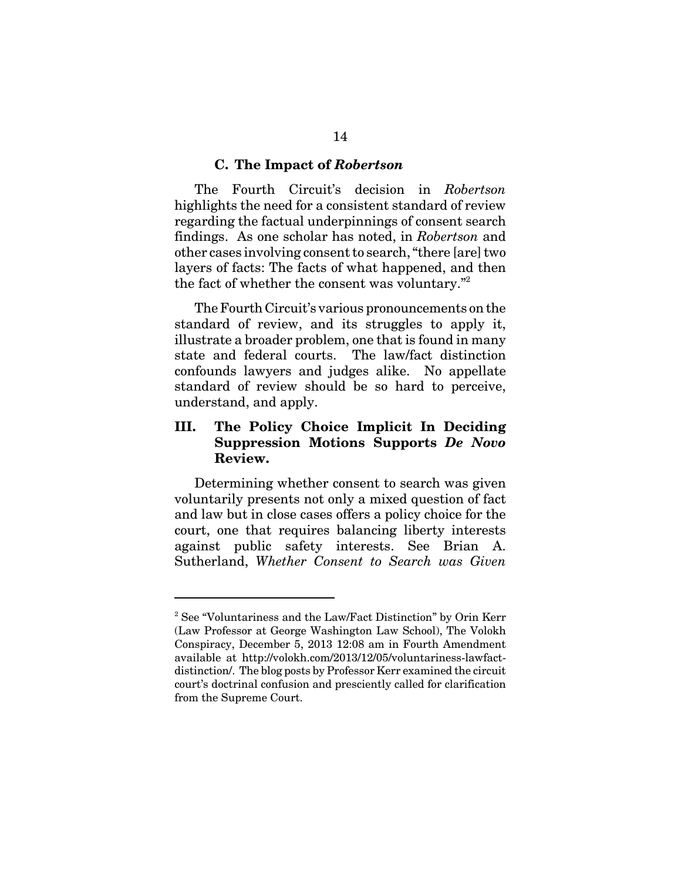### C. The Impact of *Robertson*

The Fourth Circuit's decision in *Robertson* highlights the need for a consistent standard of review regarding the factual underpinnings of consent search findings. As one scholar has noted, in *Robertson* and other cases involving consent to search, "there [are] two layers of facts: The facts of what happened, and then the fact of whether the consent was voluntary."[2]

The Fourth Circuit's various pronouncements on the standard of review, and its struggles to apply it, illustrate a broader problem, one that is found in many state and federal courts. The law/fact distinction confounds lawyers and judges alike. No appellate standard of review should be so hard to perceive, understand, and apply.

## III. The Policy Choice Implicit In Deciding Suppression Motions Supports *De Novo* Review.

Determining whether consent to search was given voluntarily presents not only a mixed question of fact and law but in close cases offers a policy choice for the court, one that requires balancing liberty interests against public safety interests. See Brian A. Sutherland, *Whether Consent to Search was Given*

---

[2] See "Voluntariness and the Law/Fact Distinction" by Orin Kerr (Law Professor at George Washington Law School), The Volokh Conspiracy, December 5, 2013 12:08 am in Fourth Amendment available at http://volokh.com/2013/12/05/voluntariness-lawfact-distinction/. The blog posts by Professor Kerr examined the circuit court's doctrinal confusion and presciently called for clarification from the Supreme Court.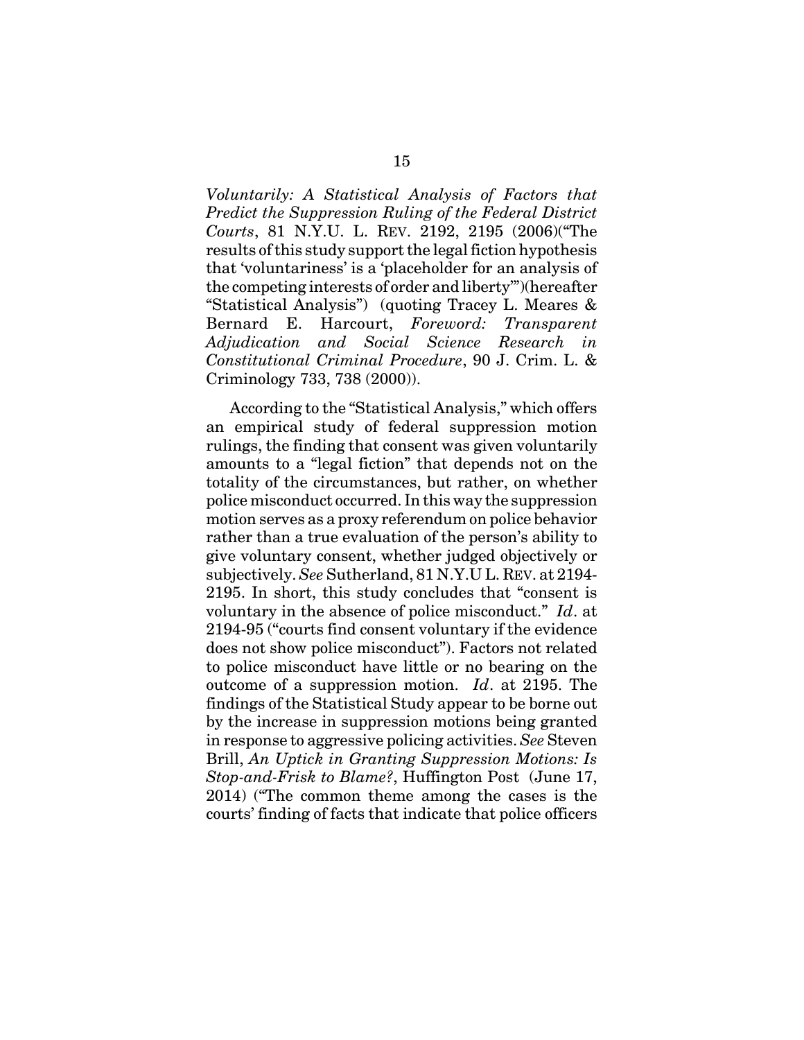*Voluntarily: A Statistical Analysis of Factors that Predict the Suppression Ruling of the Federal District Courts*, 81 N.Y.U. L. REV. 2192, 2195 (2006)("The results of this study support the legal fiction hypothesis that 'voluntariness' is a 'placeholder for an analysis of the competing interests of order and liberty'")(hereafter "Statistical Analysis") (quoting Tracey L. Meares & Bernard E. Harcourt, *Foreword: Transparent Adjudication and Social Science Research in Constitutional Criminal Procedure*, 90 J. Crim. L. & Criminology 733, 738 (2000)).

According to the "Statistical Analysis," which offers an empirical study of federal suppression motion rulings, the finding that consent was given voluntarily amounts to a "legal fiction" that depends not on the totality of the circumstances, but rather, on whether police misconduct occurred. In this way the suppression motion serves as a proxy referendum on police behavior rather than a true evaluation of the person's ability to give voluntary consent, whether judged objectively or subjectively. *See* Sutherland, 81 N.Y.U L. REV. at 2194-2195. In short, this study concludes that "consent is voluntary in the absence of police misconduct." *Id*. at 2194-95 ("courts find consent voluntary if the evidence does not show police misconduct"). Factors not related to police misconduct have little or no bearing on the outcome of a suppression motion. *Id*. at 2195. The findings of the Statistical Study appear to be borne out by the increase in suppression motions being granted in response to aggressive policing activities. *See* Steven Brill, *An Uptick in Granting Suppression Motions: Is Stop-and-Frisk to Blame?*, Huffington Post (June 17, 2014) ("The common theme among the cases is the courts' finding of facts that indicate that police officers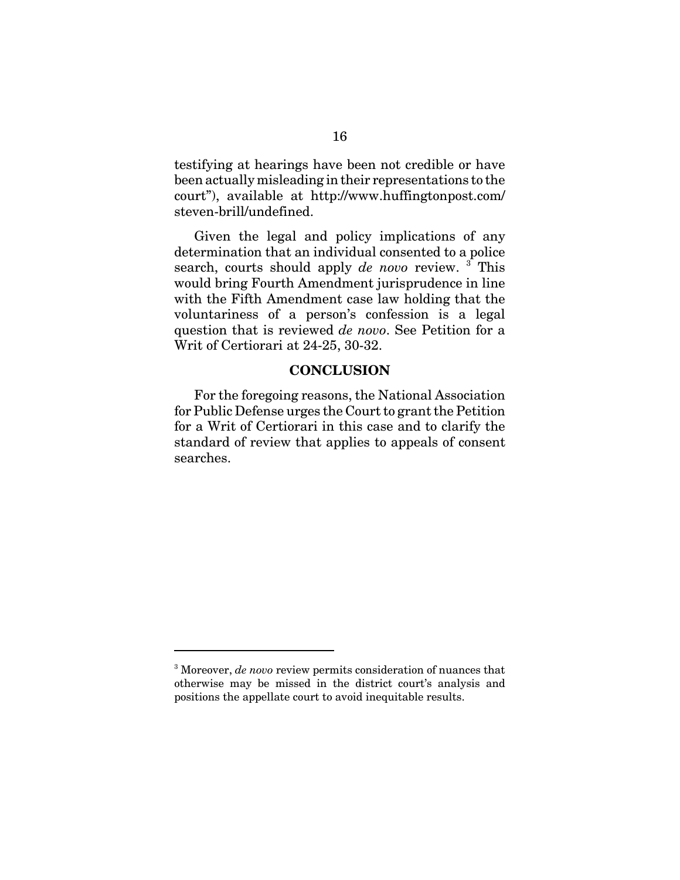testifying at hearings have been not credible or have been actually misleading in their representations to the court"), available at http://www.huffingtonpost.com/steven-brill/undefined.

Given the legal and policy implications of any determination that an individual consented to a police search, courts should apply *de novo* review. [3] This would bring Fourth Amendment jurisprudence in line with the Fifth Amendment case law holding that the voluntariness of a person's confession is a legal question that is reviewed *de novo*. See Petition for a Writ of Certiorari at 24-25, 30-32.

## CONCLUSION

For the foregoing reasons, the National Association for Public Defense urges the Court to grant the Petition for a Writ of Certiorari in this case and to clarify the standard of review that applies to appeals of consent searches.

---

[3] Moreover, *de novo* review permits consideration of nuances that otherwise may be missed in the district court's analysis and positions the appellate court to avoid inequitable results.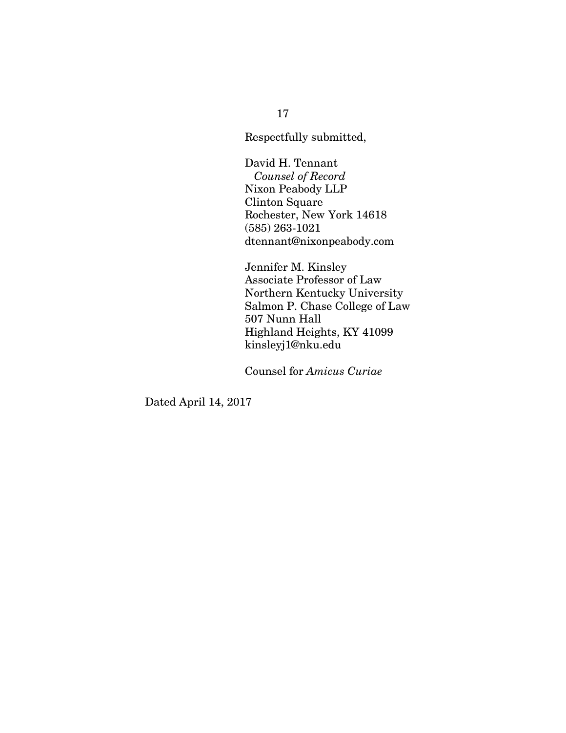Respectfully submitted,

David H. Tennant  
*Counsel of Record*  
Nixon Peabody LLP  
Clinton Square  
Rochester, New York 14618  
(585) 263-1021  
dtennant@nixonpeabody.com

Jennifer M. Kinsley  
Associate Professor of Law  
Northern Kentucky University  
Salmon P. Chase College of Law  
507 Nunn Hall  
Highland Heights, KY 41099  
kinsleyj1@nku.edu

Counsel for *Amicus Curiae*

Dated April 14, 2017